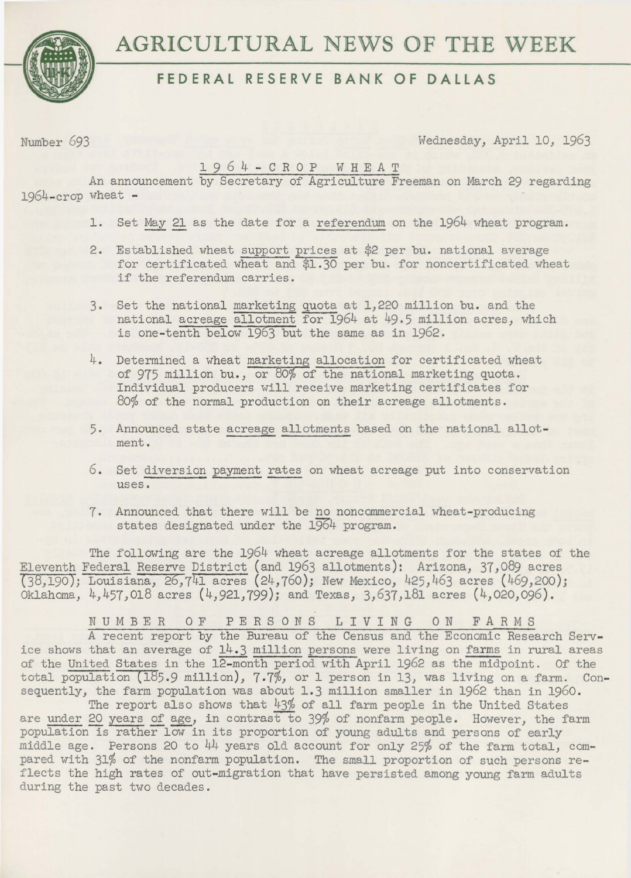# AGRICULTURAL NEWS OF THE WEEK

## FEDERAL RESERVE BANK OF DALLAS

Number 693

Wednesday, April 10, 1963

### 1964-CROP WHEAT

An announcement by Secretary of Agriculture Freeman on March 29 regarding 1964-crop wheat -

1. Set May 21 as the date for a referendum on the 1964 wheat program.

2. Established wheat support prices at $2 per bu. national average for certificated wheat and $1.30 per bu. for noncertificated wheat if the referendum carries.

3. Set the national marketing quota at 1,220 million bu. and the national acreage allotment for 1964 at 49.5 million acres, which is one-tenth below 1963 but the same as in 1962.

4. Determined a wheat marketing allocation for certificated wheat of 975 million bu., or 80% of the national marketing quota. Individual producers will receive marketing certificates for 80% of the normal production on their acreage allotments.

5. Announced state acreage allotments based on the national allotment.

6. Set diversion payment rates on wheat acreage put into conservation uses.

7. Announced that there will be no noncommercial wheat-producing states designated under the 1964 program.

The following are the 1964 wheat acreage allotments for the states of the Eleventh Federal Reserve District (and 1963 allotments): Arizona, 37,089 acres (38,190); Louisiana, 26,741 acres (24,760); New Mexico, 425,463 acres (469,200); Oklahoma, 4,457,018 acres (4,921,799); and Texas, 3,637,181 acres (4,020,096).

### NUMBER OF PERSONS LIVING ON FARMS

A recent report by the Bureau of the Census and the Economic Research Service shows that an average of 14.3 million persons were living on farms in rural areas of the United States in the 12-month period with April 1962 as the midpoint. Of the total population (185.9 million), 7.7%, or 1 person in 13, was living on a farm. Consequently, the farm population was about 1.3 million smaller in 1962 than in 1960.

The report also shows that 43% of all farm people in the United States are under 20 years of age, in contrast to 39% of nonfarm people. However, the farm population is rather low in its proportion of young adults and persons of early middle age. Persons 20 to 44 years old account for only 25% of the farm total, compared with 31% of the nonfarm population. The small proportion of such persons reflects the high rates of out-migration that have persisted among young farm adults during the past two decades.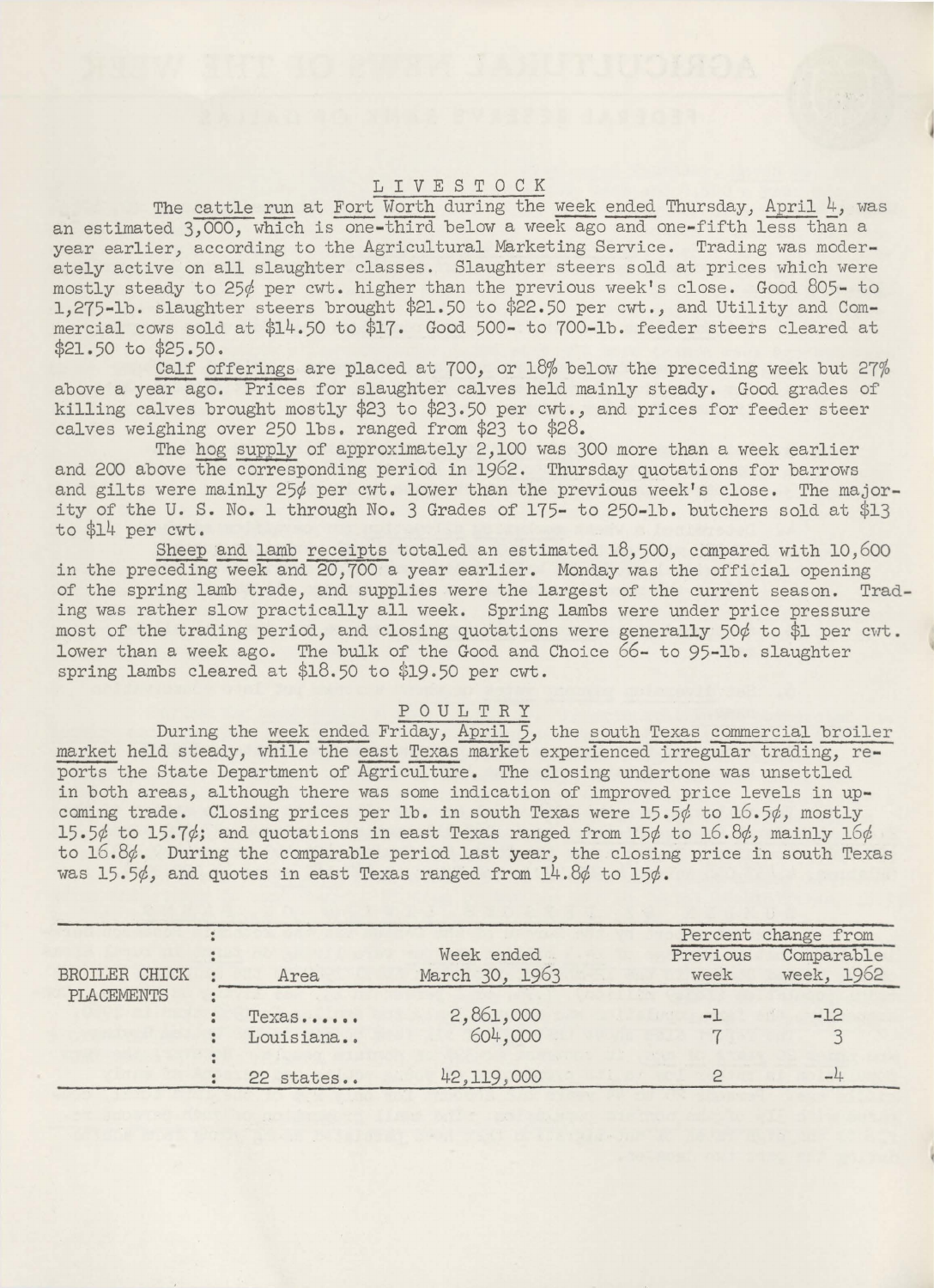## LIVESTOCK

The cattle run at Fort Worth during the week ended Thursday, April 4, was an estimated 3,000, which is one-third below a week ago and one-fifth less than a year earlier, according to the Agricultural Marketing Service. Trading was moderately active on all slaughter classes. Slaughter steers sold at prices which were mostly steady to 25¢ per cwt. higher than the previous week's close. Good 805- to 1,275-lb. slaughter steers brought $21.50 to $22.50 per cwt., and Utility and Commercial cows sold at $14.50 to $17. Good 500- to 700-lb. feeder steers cleared at $21.50 to $25.50.

Calf offerings are placed at 700, or 18% below the preceding week but 27% above a year ago. Prices for slaughter calves held mainly steady. Good grades of killing calves brought mostly $23 to $23.50 per cwt., and prices for feeder steer calves weighing over 250 lbs. ranged from $23 to $28.

The hog supply of approximately 2,100 was 300 more than a week earlier and 200 above the corresponding period in 1962. Thursday quotations for barrows and gilts were mainly 25¢ per cwt. lower than the previous week's close. The majority of the U. S. No. 1 through No. 3 Grades of 175- to 250-lb. butchers sold at $13 to $14 per cwt.

Sheep and lamb receipts totaled an estimated 18,500, compared with 10,600 in the preceding week and 20,700 a year earlier. Monday was the official opening of the spring lamb trade, and supplies were the largest of the current season. Trading was rather slow practically all week. Spring lambs were under price pressure most of the trading period, and closing quotations were generally 50¢ to $1 per cwt. lower than a week ago. The bulk of the Good and Choice 66- to 95-lb. slaughter spring lambs cleared at $18.50 to $19.50 per cwt.

## POULTRY

During the week ended Friday, April 5, the south Texas commercial broiler market held steady, while the east Texas market experienced irregular trading, reports the State Department of Agriculture. The closing undertone was unsettled in both areas, although there was some indication of improved price levels in upcoming trade. Closing prices per lb. in south Texas were 15.5¢ to 16.5¢, mostly 15.5¢ to 15.7¢; and quotations in east Texas ranged from 15¢ to 16.8¢, mainly 16¢ to 16.8¢. During the comparable period last year, the closing price in south Texas was 15.5¢, and quotes in east Texas ranged from 14.8¢ to 15¢.

| | | | Percent change from | |
|---|---|---|---|---|
| BROILER CHICK PLACEMENTS | Area | Week ended March 30, 1963 | Previous week | Comparable week, 1962 |
| | Texas...... | 2,861,000 | -1 | -12 |
| | Louisiana.. | 604,000 | 7 | 3 |
| | 22 states.. | 42,119,000 | 2 | -4 |